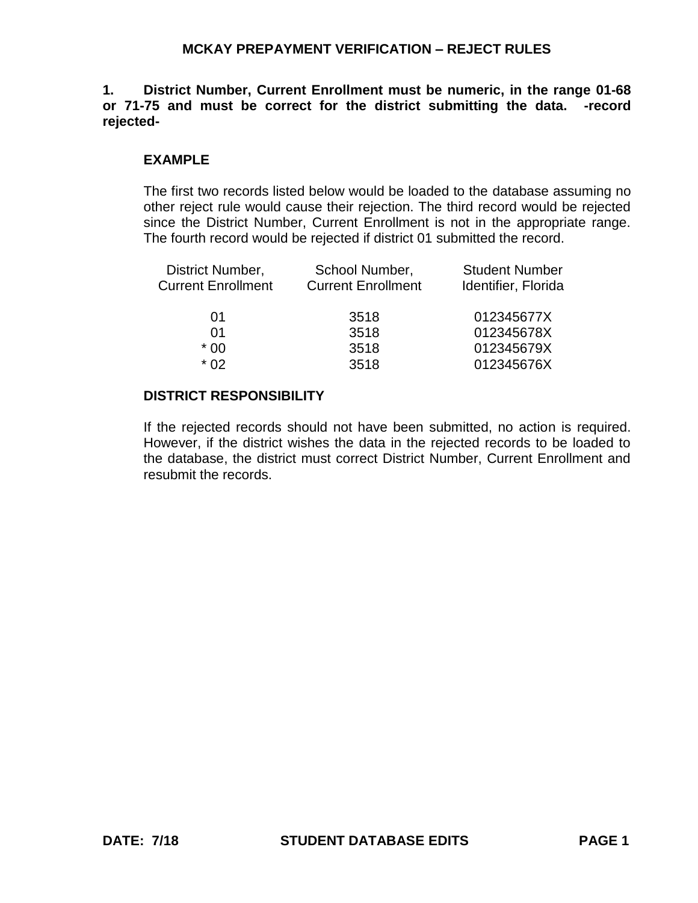# MCKAY PREPAYMENT VERIFICATION – REJECT RULES

**1. District Number, Current Enrollment must be numeric, in the range 01-68 or 71-75 and must be correct for the district submitting the data. -record rejected-**

**EXAMPLE**

The first two records listed below would be loaded to the database assuming no other reject rule would cause their rejection. The third record would be rejected since the District Number, Current Enrollment is not in the appropriate range. The fourth record would be rejected if district 01 submitted the record.

| District Number, Current Enrollment | School Number, Current Enrollment | Student Number Identifier, Florida |
|---|---|---|
| 01 | 3518 | 012345677X |
| 01 | 3518 | 012345678X |
| * 00 | 3518 | 012345679X |
| * 02 | 3518 | 012345676X |

**DISTRICT RESPONSIBILITY**

If the rejected records should not have been submitted, no action is required. However, if the district wishes the data in the rejected records to be loaded to the database, the district must correct District Number, Current Enrollment and resubmit the records.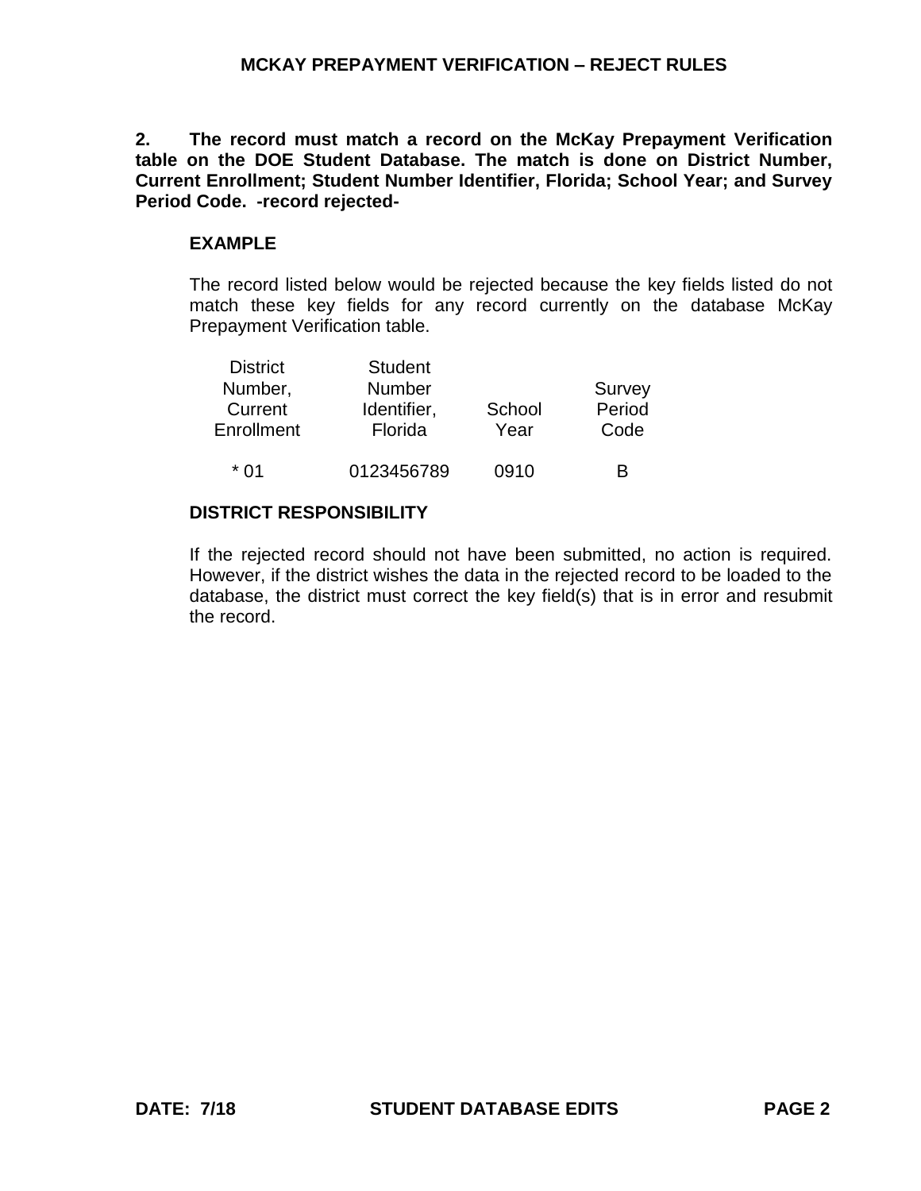**2. The record must match a record on the McKay Prepayment Verification table on the DOE Student Database. The match is done on District Number, Current Enrollment; Student Number Identifier, Florida; School Year; and Survey Period Code. -record rejected-**

**EXAMPLE**

The record listed below would be rejected because the key fields listed do not match these key fields for any record currently on the database McKay Prepayment Verification table.

| District Number, Current Enrollment | Student Number Identifier, Florida | School Year | Survey Period Code |
|---|---|---|---|
| * 01 | 0123456789 | 0910 | B |

**DISTRICT RESPONSIBILITY**

If the rejected record should not have been submitted, no action is required. However, if the district wishes the data in the rejected record to be loaded to the database, the district must correct the key field(s) that is in error and resubmit the record.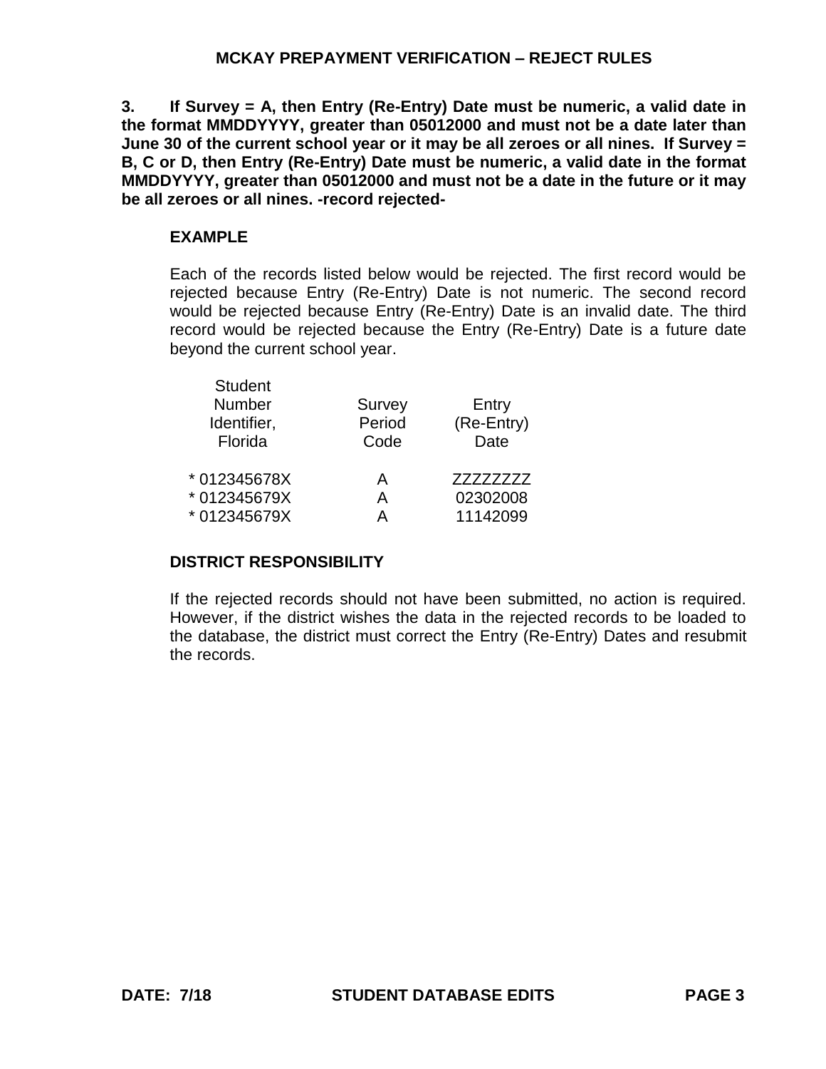**3. If Survey = A, then Entry (Re-Entry) Date must be numeric, a valid date in the format MMDDYYYY, greater than 05012000 and must not be a date later than June 30 of the current school year or it may be all zeroes or all nines. If Survey = B, C or D, then Entry (Re-Entry) Date must be numeric, a valid date in the format MMDDYYYY, greater than 05012000 and must not be a date in the future or it may be all zeroes or all nines. -record rejected-**

### EXAMPLE

Each of the records listed below would be rejected. The first record would be rejected because Entry (Re-Entry) Date is not numeric. The second record would be rejected because Entry (Re-Entry) Date is an invalid date. The third record would be rejected because the Entry (Re-Entry) Date is a future date beyond the current school year.

| Student Number Identifier, Florida | Survey Period Code | Entry (Re-Entry) Date |
|---|---|---|
| * 012345678X | A | ZZZZZZZZ |
| * 012345679X | A | 02302008 |
| * 012345679X | A | 11142099 |

### DISTRICT RESPONSIBILITY

If the rejected records should not have been submitted, no action is required. However, if the district wishes the data in the rejected records to be loaded to the database, the district must correct the Entry (Re-Entry) Dates and resubmit the records.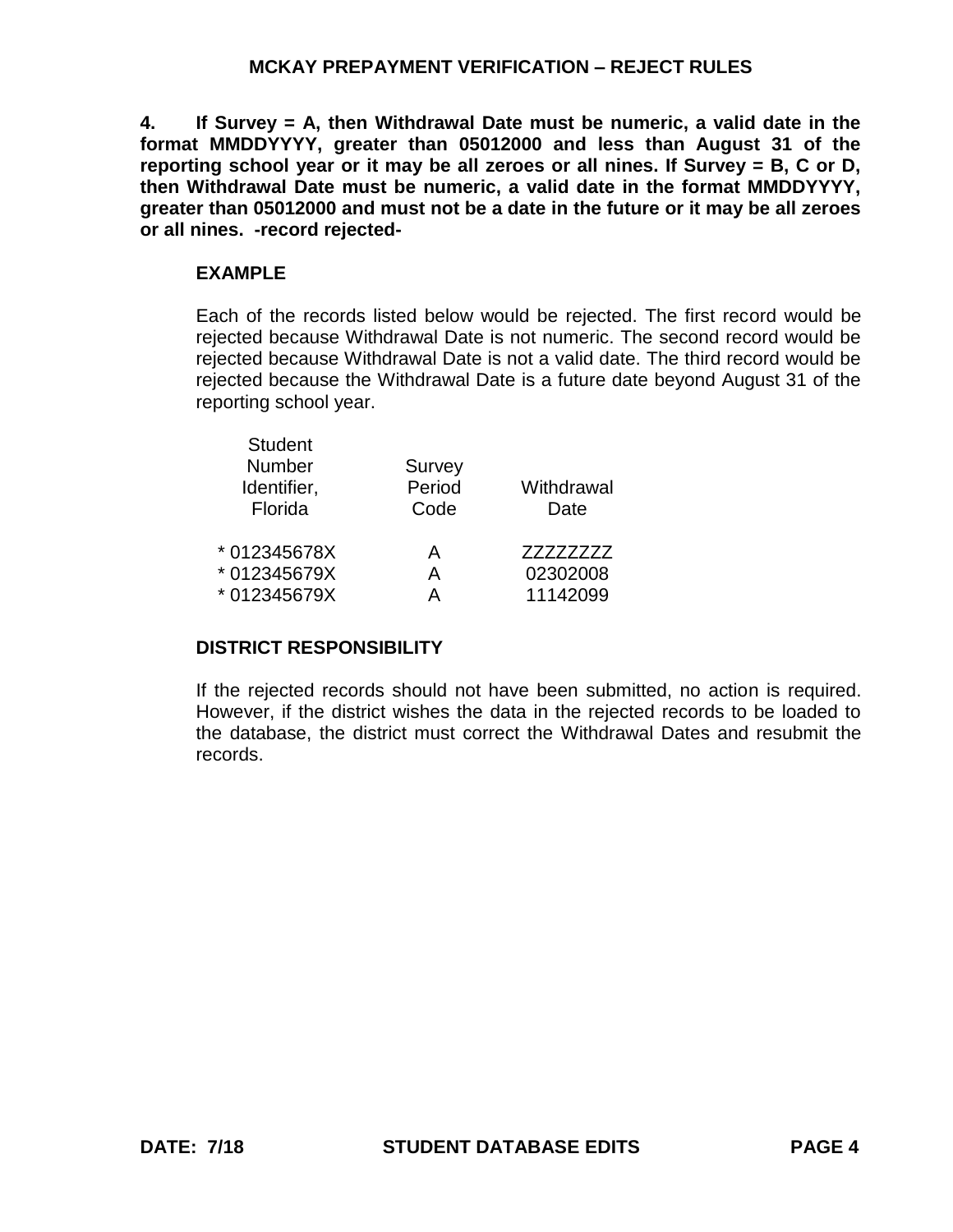**4. If Survey = A, then Withdrawal Date must be numeric, a valid date in the format MMDDYYYY, greater than 05012000 and less than August 31 of the reporting school year or it may be all zeroes or all nines. If Survey = B, C or D, then Withdrawal Date must be numeric, a valid date in the format MMDDYYYY, greater than 05012000 and must not be a date in the future or it may be all zeroes or all nines. -record rejected-**

**EXAMPLE**

Each of the records listed below would be rejected. The first record would be rejected because Withdrawal Date is not numeric. The second record would be rejected because Withdrawal Date is not a valid date. The third record would be rejected because the Withdrawal Date is a future date beyond August 31 of the reporting school year.

| Student Number Identifier, Florida | Survey Period Code | Withdrawal Date |
|---|---|---|
| * 012345678X | A | ZZZZZZZZ |
| * 012345679X | A | 02302008 |
| * 012345679X | A | 11142099 |

**DISTRICT RESPONSIBILITY**

If the rejected records should not have been submitted, no action is required. However, if the district wishes the data in the rejected records to be loaded to the database, the district must correct the Withdrawal Dates and resubmit the records.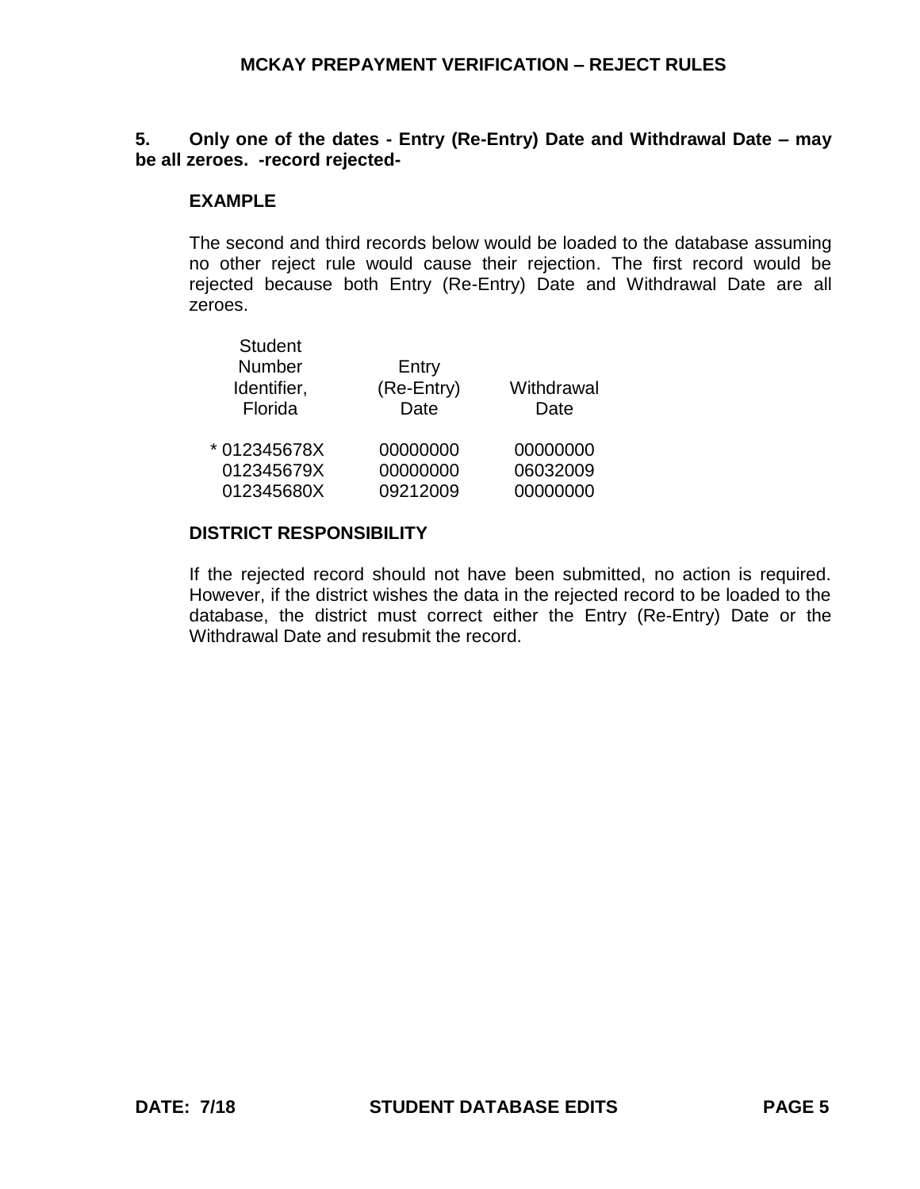**5. Only one of the dates - Entry (Re-Entry) Date and Withdrawal Date – may be all zeroes. -record rejected-**

**EXAMPLE**

The second and third records below would be loaded to the database assuming no other reject rule would cause their rejection. The first record would be rejected because both Entry (Re-Entry) Date and Withdrawal Date are all zeroes.

| Student Number Identifier, Florida | Entry (Re-Entry) Date | Withdrawal Date |
|---|---|---|
| * 012345678X | 00000000 | 00000000 |
| 012345679X | 00000000 | 06032009 |
| 012345680X | 09212009 | 00000000 |

**DISTRICT RESPONSIBILITY**

If the rejected record should not have been submitted, no action is required. However, if the district wishes the data in the rejected record to be loaded to the database, the district must correct either the Entry (Re-Entry) Date or the Withdrawal Date and resubmit the record.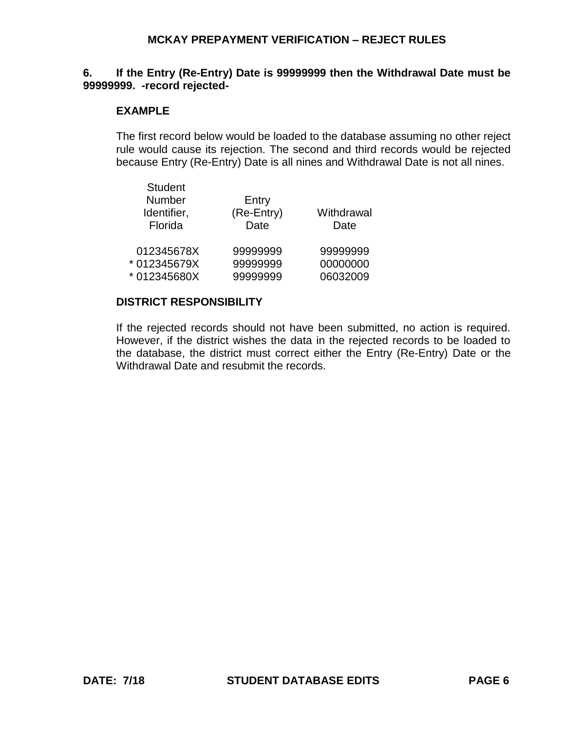**6. If the Entry (Re-Entry) Date is 99999999 then the Withdrawal Date must be 99999999. -record rejected-**

**EXAMPLE**

The first record below would be loaded to the database assuming no other reject rule would cause its rejection. The second and third records would be rejected because Entry (Re-Entry) Date is all nines and Withdrawal Date is not all nines.

| Student Number Identifier, Florida | Entry (Re-Entry) Date | Withdrawal Date |
|---|---|---|
| 012345678X | 99999999 | 99999999 |
| * 012345679X | 99999999 | 00000000 |
| * 012345680X | 99999999 | 06032009 |

**DISTRICT RESPONSIBILITY**

If the rejected records should not have been submitted, no action is required. However, if the district wishes the data in the rejected records to be loaded to the database, the district must correct either the Entry (Re-Entry) Date or the Withdrawal Date and resubmit the records.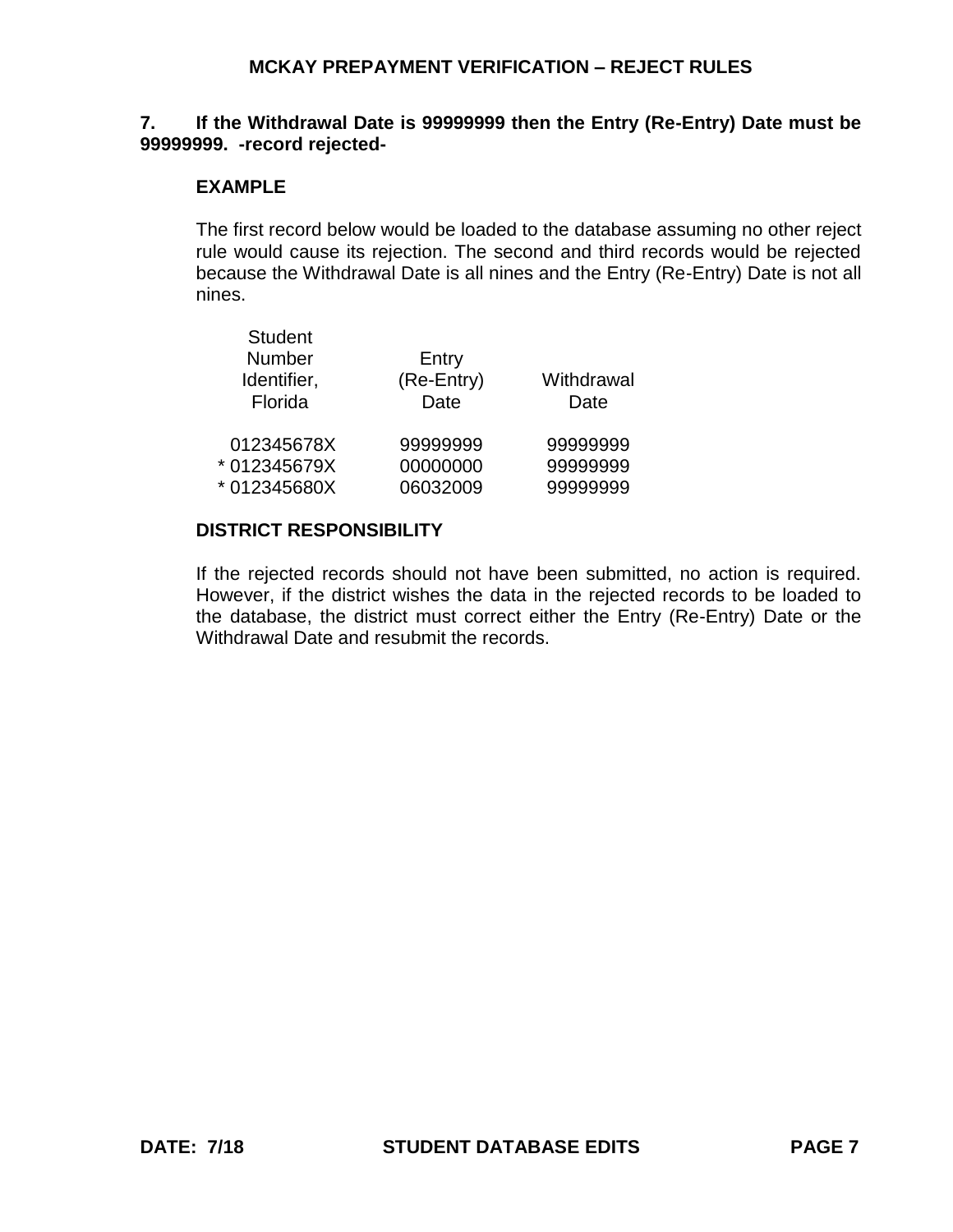**7. If the Withdrawal Date is 99999999 then the Entry (Re-Entry) Date must be 99999999. -record rejected-**

**EXAMPLE**

The first record below would be loaded to the database assuming no other reject rule would cause its rejection. The second and third records would be rejected because the Withdrawal Date is all nines and the Entry (Re-Entry) Date is not all nines.

| Student Number Identifier, Florida | Entry (Re-Entry) Date | Withdrawal Date |
|---|---|---|
| 012345678X | 99999999 | 99999999 |
| * 012345679X | 00000000 | 99999999 |
| * 012345680X | 06032009 | 99999999 |

**DISTRICT RESPONSIBILITY**

If the rejected records should not have been submitted, no action is required. However, if the district wishes the data in the rejected records to be loaded to the database, the district must correct either the Entry (Re-Entry) Date or the Withdrawal Date and resubmit the records.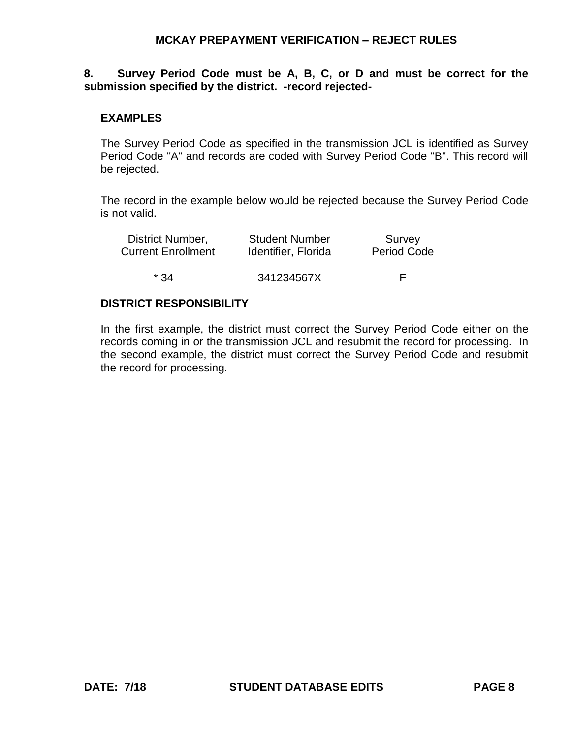**8. Survey Period Code must be A, B, C, or D and must be correct for the submission specified by the district. -record rejected-**

### EXAMPLES

The Survey Period Code as specified in the transmission JCL is identified as Survey Period Code "A" and records are coded with Survey Period Code "B". This record will be rejected.

The record in the example below would be rejected because the Survey Period Code is not valid.

| District Number, Current Enrollment | Student Number Identifier, Florida | Survey Period Code |
|---|---|---|
| * 34 | 341234567X | F |

### DISTRICT RESPONSIBILITY

In the first example, the district must correct the Survey Period Code either on the records coming in or the transmission JCL and resubmit the record for processing. In the second example, the district must correct the Survey Period Code and resubmit the record for processing.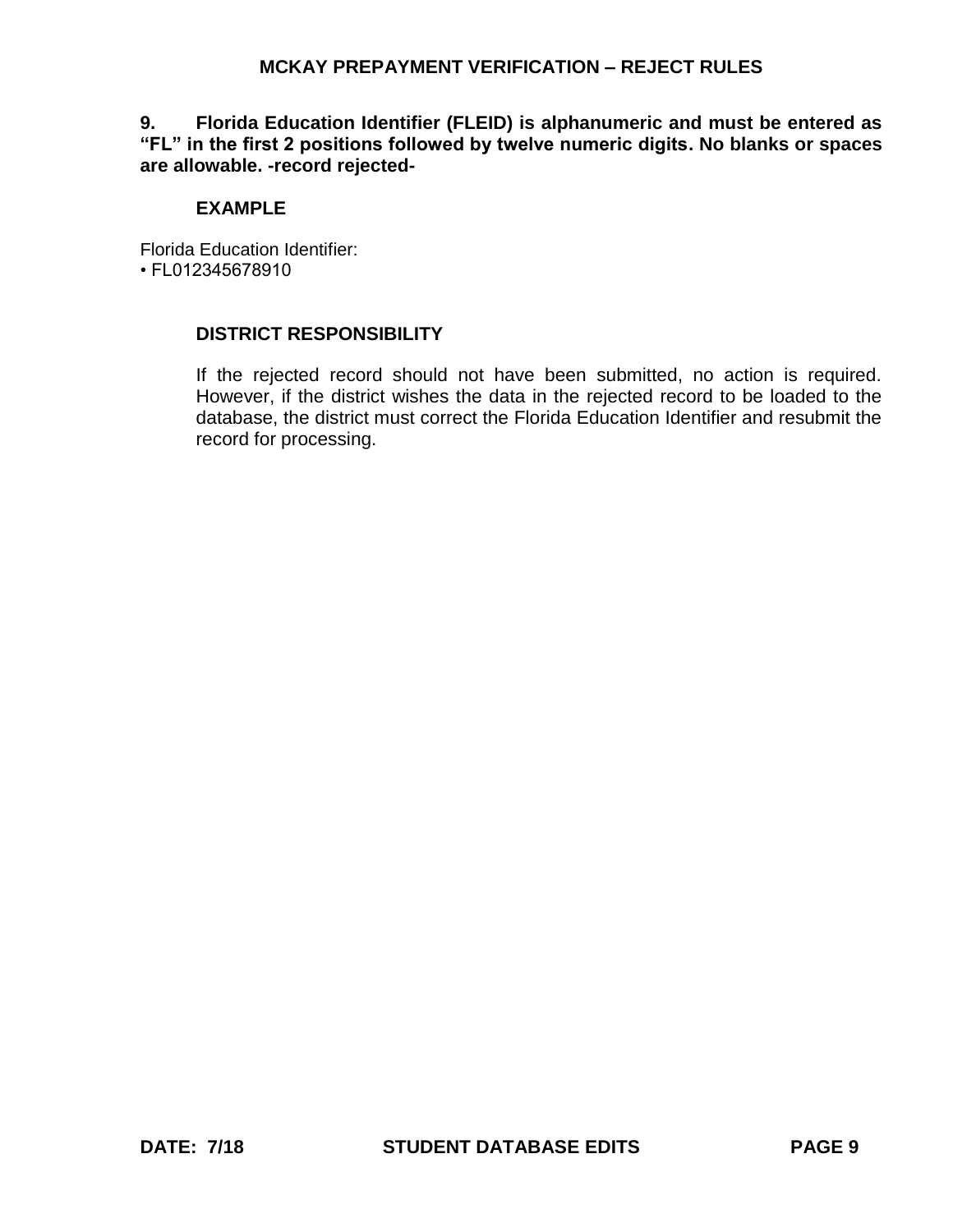**9. Florida Education Identifier (FLEID) is alphanumeric and must be entered as "FL" in the first 2 positions followed by twelve numeric digits. No blanks or spaces are allowable. -record rejected-**

**EXAMPLE**

Florida Education Identifier:
• FL012345678910

**DISTRICT RESPONSIBILITY**

If the rejected record should not have been submitted, no action is required. However, if the district wishes the data in the rejected record to be loaded to the database, the district must correct the Florida Education Identifier and resubmit the record for processing.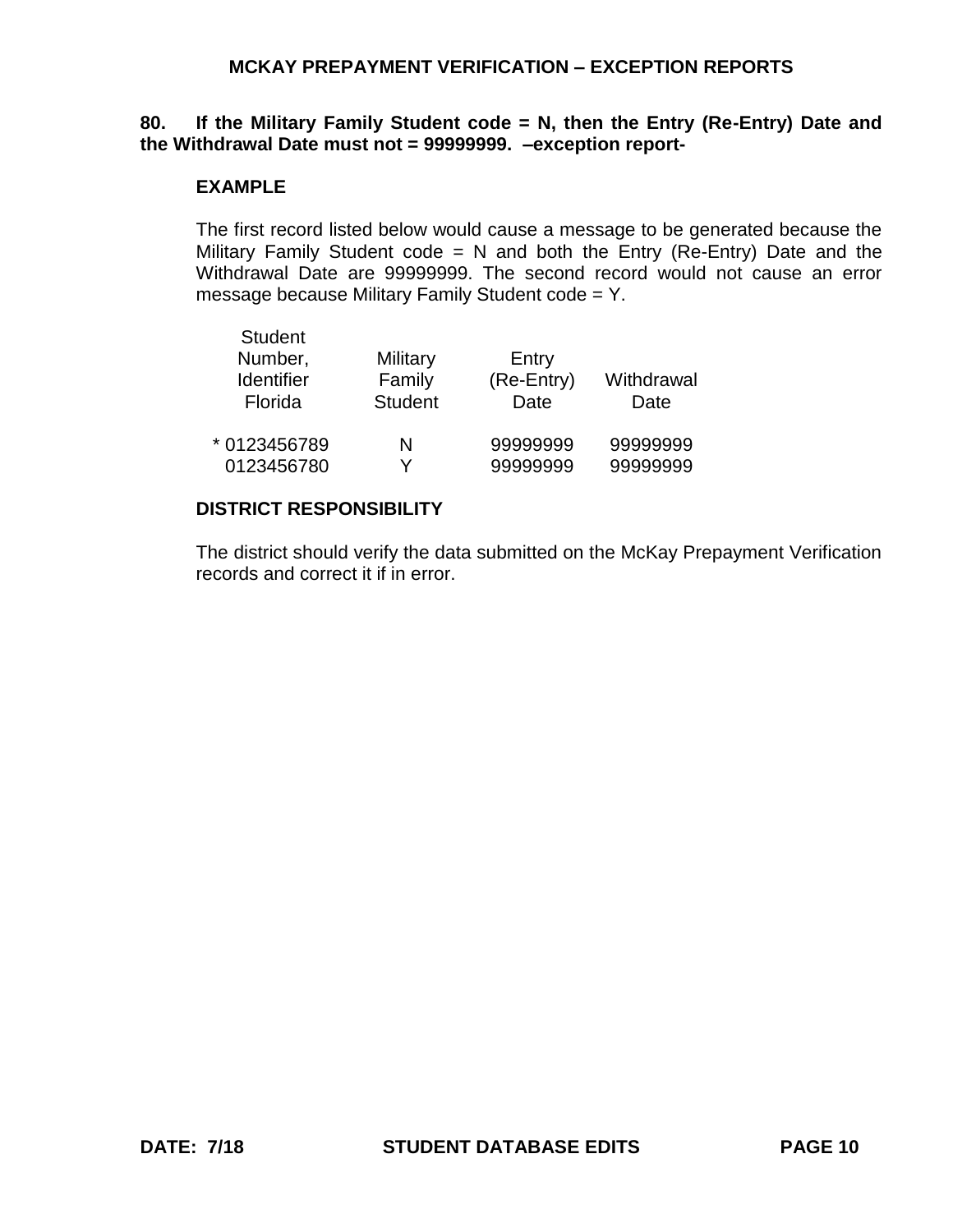# MCKAY PREPAYMENT VERIFICATION – EXCEPTION REPORTS

**80. If the Military Family Student code = N, then the Entry (Re-Entry) Date and the Withdrawal Date must not = 99999999. –exception report-**

**EXAMPLE**

The first record listed below would cause a message to be generated because the Military Family Student code = N and both the Entry (Re-Entry) Date and the Withdrawal Date are 99999999. The second record would not cause an error message because Military Family Student code = Y.

| Student Number, Identifier Florida | Military Family Student | Entry (Re-Entry) Date | Withdrawal Date |
|---|---|---|---|
| * 0123456789 | N | 99999999 | 99999999 |
| 0123456780 | Y | 99999999 | 99999999 |

**DISTRICT RESPONSIBILITY**

The district should verify the data submitted on the McKay Prepayment Verification records and correct it if in error.